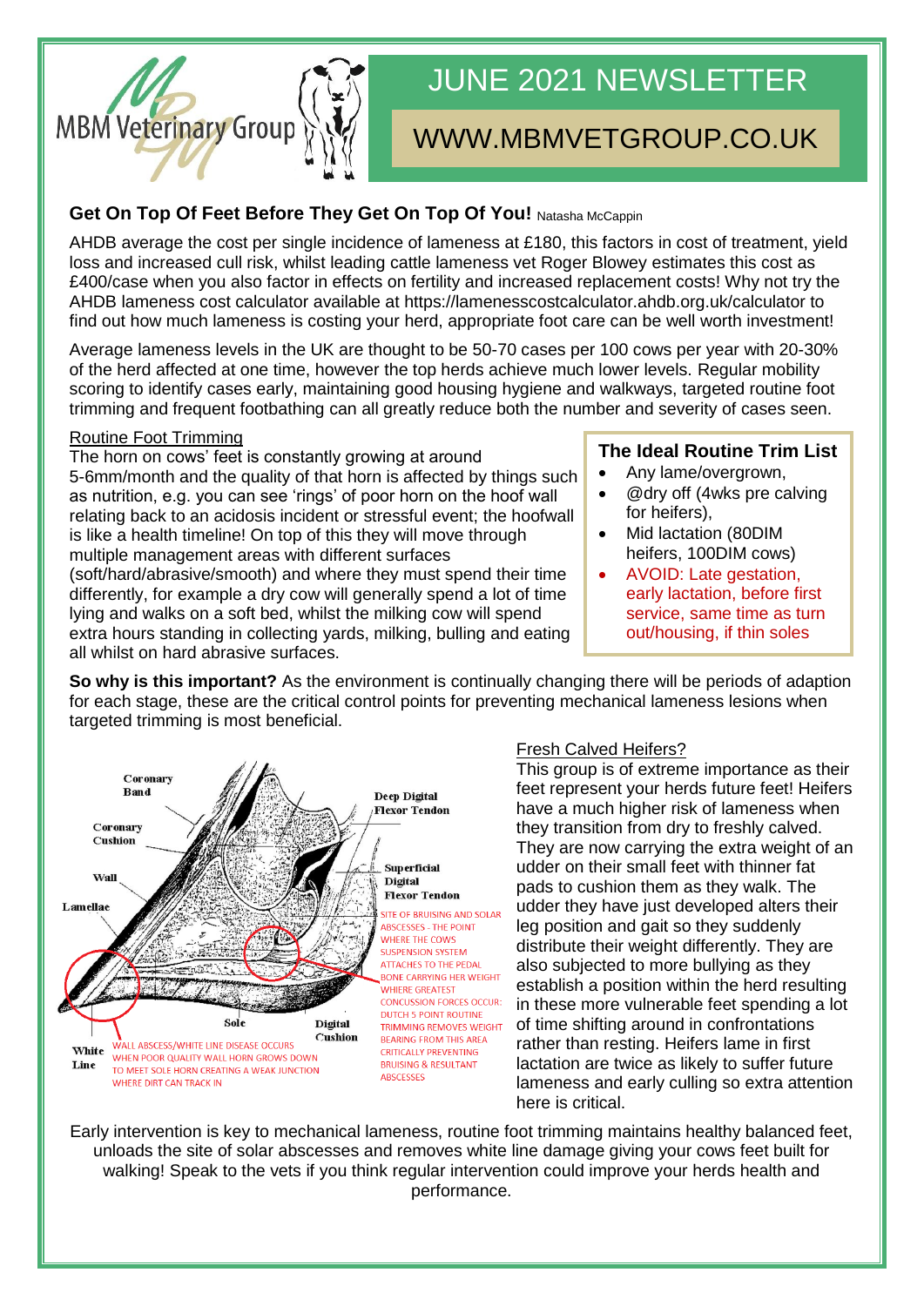MBM Veterinary Group

# JUNE 2021 NEWSLETTER

WWW.MBMVETGROUP.CO.UK

## Get On Top Of Feet Before They Get On Top Of You! 
Natasha McCappin

AHDB average the cost per single incidence of lameness at £180, this factors in cost of treatment, yield loss and increased cull risk, whilst leading cattle lameness vet Roger Blowey estimates this cost as £400/case when you also factor in effects on fertility and increased replacement costs! Why not try the AHDB lameness cost calculator available at https://lamenesscostcalculator.ahdb.org.uk/calculator to find out how much lameness is costing your herd, appropriate foot care can be well worth investment!

Average lameness levels in the UK are thought to be 50-70 cases per 100 cows per year with 20-30% of the herd affected at one time, however the top herds achieve much lower levels. Regular mobility scoring to identify cases early, maintaining good housing hygiene and walkways, targeted routine foot trimming and frequent footbathing can all greatly reduce both the number and severity of cases seen.

### Routine Foot Trimming

The horn on cows' feet is constantly growing at around 5-6mm/month and the quality of that horn is affected by things such as nutrition, e.g. you can see 'rings' of poor horn on the hoof wall relating back to an acidosis incident or stressful event; the hoofwall is like a health timeline! On top of this they will move through multiple management areas with different surfaces (soft/hard/abrasive/smooth) and where they must spend their time differently, for example a dry cow will generally spend a lot of time lying and walks on a soft bed, whilst the milking cow will spend extra hours standing in collecting yards, milking, bulling and eating all whilst on hard abrasive surfaces.

**The Ideal Routine Trim List**

- Any lame/overgrown,
- @dry off (4wks pre calving for heifers),
- Mid lactation (80DIM heifers, 100DIM cows)
- AVOID: Late gestation, early lactation, before first service, same time as turn out/housing, if thin soles

**So why is this important?** As the environment is continually changing there will be periods of adaption for each stage, these are the critical control points for preventing mechanical lameness lesions when targeted trimming is most beneficial.

Coronary Band, Coronary Cushion, Wall, Lamellae, Sole, Digital Cushion, White Line, Deep Digital Flexor Tendon, Superficial Digital Flexor Tendon

SITE OF BRUISING AND SOLAR ABSCESSES - THE POINT WHERE THE COWS SUSPENSION SYSTEM ATTACHES TO THE PEDAL BONE CARRYING HER WEIGHT WHIERE GREATEST CONCUSSION FORCES OCCUR: DUTCH 5 POINT ROUTINE TRIMMING REMOVES WEIGHT BEARING FROM THIS AREA CRITICALLY PREVENTING BRUISING & RESULTANT ABSCESSES

WALL ABSCESS/WHITE LINE DISEASE OCCURS WHEN POOR QUALITY WALL HORN GROWS DOWN TO MEET SOLE HORN CREATING A WEAK JUNCTION WHERE DIRT CAN TRACK IN

### Fresh Calved Heifers?

This group is of extreme importance as their feet represent your herds future feet! Heifers have a much higher risk of lameness when they transition from dry to freshly calved. They are now carrying the extra weight of an udder on their small feet with thinner fat pads to cushion them as they walk. The udder they have just developed alters their leg position and gait so they suddenly distribute their weight differently. They are also subjected to more bullying as they establish a position within the herd resulting in these more vulnerable feet spending a lot of time shifting around in confrontations rather than resting. Heifers lame in first lactation are twice as likely to suffer future lameness and early culling so extra attention here is critical.

Early intervention is key to mechanical lameness, routine foot trimming maintains healthy balanced feet, unloads the site of solar abscesses and removes white line damage giving your cows feet built for walking! Speak to the vets if you think regular intervention could improve your herds health and performance.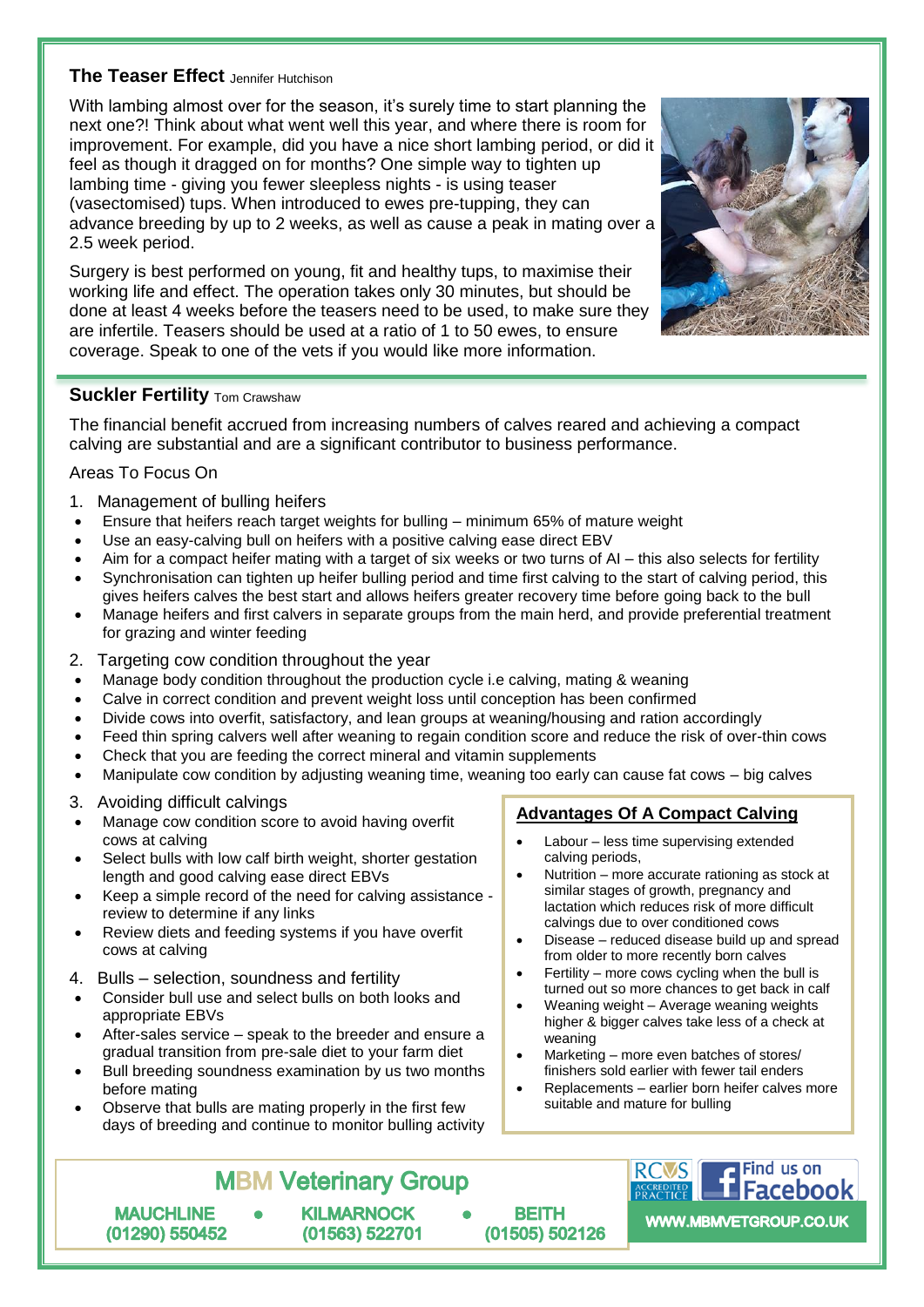## The Teaser Effect

Jennifer Hutchison

With lambing almost over for the season, it's surely time to start planning the next one?! Think about what went well this year, and where there is room for improvement. For example, did you have a nice short lambing period, or did it feel as though it dragged on for months? One simple way to tighten up lambing time - giving you fewer sleepless nights - is using teaser (vasectomised) tups. When introduced to ewes pre-tupping, they can advance breeding by up to 2 weeks, as well as cause a peak in mating over a 2.5 week period.

Surgery is best performed on young, fit and healthy tups, to maximise their working life and effect. The operation takes only 30 minutes, but should be done at least 4 weeks before the teasers need to be used, to make sure they are infertile. Teasers should be used at a ratio of 1 to 50 ewes, to ensure coverage. Speak to one of the vets if you would like more information.

## Suckler Fertility

Tom Crawshaw

The financial benefit accrued from increasing numbers of calves reared and achieving a compact calving are substantial and are a significant contributor to business performance.

Areas To Focus On

1. Management of bulling heifers

- Ensure that heifers reach target weights for bulling – minimum 65% of mature weight
- Use an easy-calving bull on heifers with a positive calving ease direct EBV
- Aim for a compact heifer mating with a target of six weeks or two turns of AI – this also selects for fertility
- Synchronisation can tighten up heifer bulling period and time first calving to the start of calving period, this gives heifers calves the best start and allows heifers greater recovery time before going back to the bull
- Manage heifers and first calvers in separate groups from the main herd, and provide preferential treatment for grazing and winter feeding

2. Targeting cow condition throughout the year

- Manage body condition throughout the production cycle i.e calving, mating & weaning
- Calve in correct condition and prevent weight loss until conception has been confirmed
- Divide cows into overfit, satisfactory, and lean groups at weaning/housing and ration accordingly
- Feed thin spring calvers well after weaning to regain condition score and reduce the risk of over-thin cows
- Check that you are feeding the correct mineral and vitamin supplements
- Manipulate cow condition by adjusting weaning time, weaning too early can cause fat cows – big calves

3. Avoiding difficult calvings

- Manage cow condition score to avoid having overfit cows at calving
- Select bulls with low calf birth weight, shorter gestation length and good calving ease direct EBVs
- Keep a simple record of the need for calving assistance - review to determine if any links
- Review diets and feeding systems if you have overfit cows at calving

4. Bulls – selection, soundness and fertility

- Consider bull use and select bulls on both looks and appropriate EBVs
- After-sales service – speak to the breeder and ensure a gradual transition from pre-sale diet to your farm diet
- Bull breeding soundness examination by us two months before mating
- Observe that bulls are mating properly in the first few days of breeding and continue to monitor bulling activity

### Advantages Of A Compact Calving

- Labour – less time supervising extended calving periods,
- Nutrition – more accurate rationing as stock at similar stages of growth, pregnancy and lactation which reduces risk of more difficult calvings due to over conditioned cows
- Disease – reduced disease build up and spread from older to more recently born calves
- Fertility – more cows cycling when the bull is turned out so more chances to get back in calf
- Weaning weight – Average weaning weights higher & bigger calves take less of a check at weaning
- Marketing – more even batches of stores/ finishers sold earlier with fewer tail enders
- Replacements – earlier born heifer calves more suitable and mature for bulling

**MBM Veterinary Group**

MAUCHLINE (01290) 550452 • KILMARNOCK (01563) 522701 • BEITH (01505) 502126

RCVS Accredited Practice

Find us on Facebook

WWW.MBMVETGROUP.CO.UK